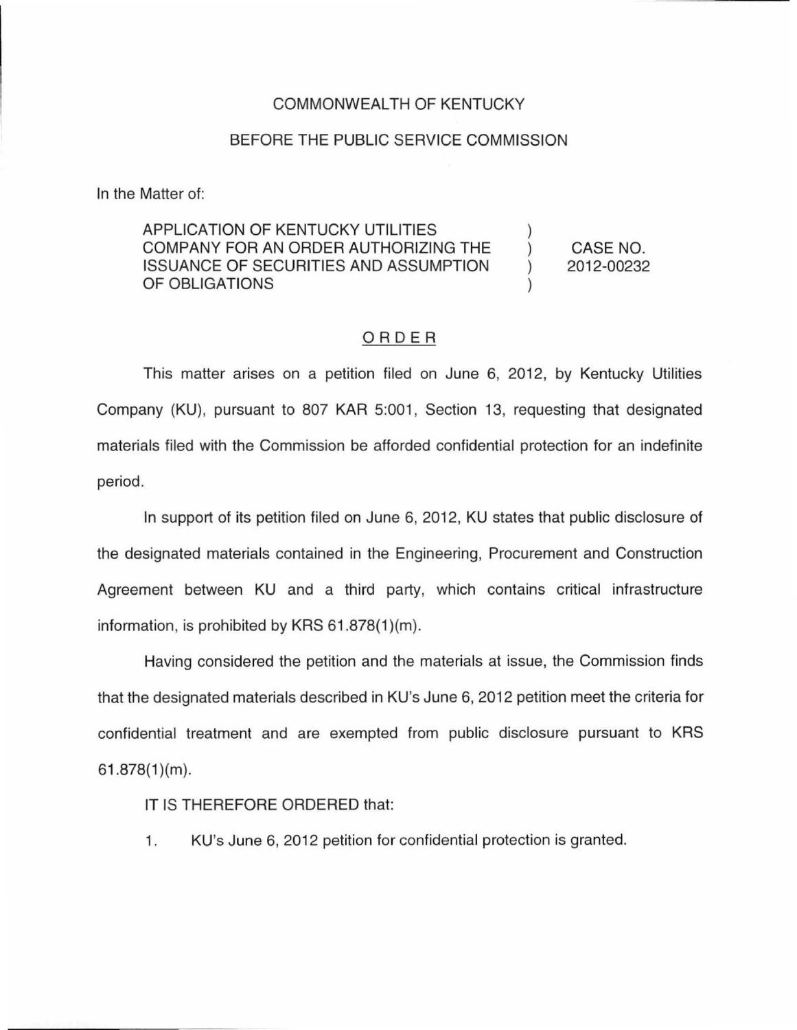COMMONWEALTH OF KENTUCKY

BEFORE THE PUBLIC SERVICE COMMISSION

In the Matter of:

| | | |
|---|---|---|
| APPLICATION OF KENTUCKY UTILITIES COMPANY FOR AN ORDER AUTHORIZING THE ISSUANCE OF SECURITIES AND ASSUMPTION OF OBLIGATIONS | ) ) ) ) | CASE NO. 2012-00232 |

# ORDER

This matter arises on a petition filed on June 6, 2012, by Kentucky Utilities Company (KU), pursuant to 807 KAR 5:001, Section 13, requesting that designated materials filed with the Commission be afforded confidential protection for an indefinite period.

In support of its petition filed on June 6, 2012, KU states that public disclosure of the designated materials contained in the Engineering, Procurement and Construction Agreement between KU and a third party, which contains critical infrastructure information, is prohibited by KRS 61.878(1)(m).

Having considered the petition and the materials at issue, the Commission finds that the designated materials described in KU's June 6, 2012 petition meet the criteria for confidential treatment and are exempted from public disclosure pursuant to KRS 61.878(1)(m).

IT IS THEREFORE ORDERED that:

1. KU's June 6, 2012 petition for confidential protection is granted.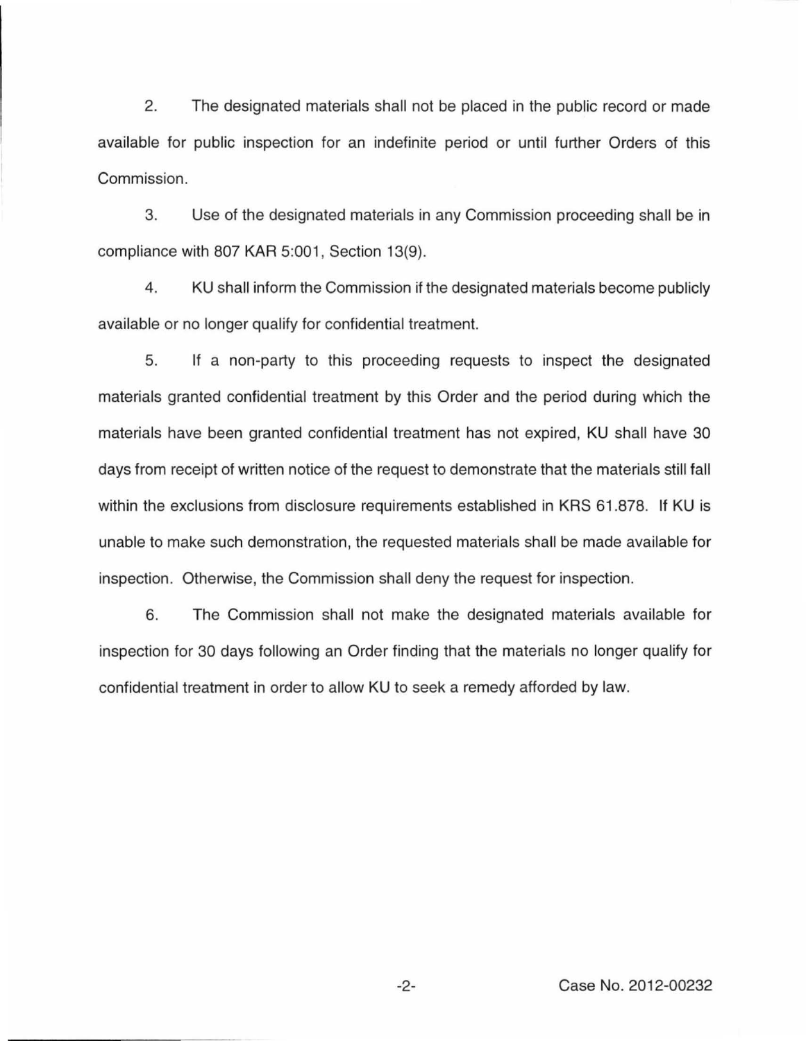2. The designated materials shall not be placed in the public record or made available for public inspection for an indefinite period or until further Orders of this Commission.

3. Use of the designated materials in any Commission proceeding shall be in compliance with 807 KAR 5:001, Section 13(9).

4. KU shall inform the Commission if the designated materials become publicly available or no longer qualify for confidential treatment.

5. If a non-party to this proceeding requests to inspect the designated materials granted confidential treatment by this Order and the period during which the materials have been granted confidential treatment has not expired, KU shall have 30 days from receipt of written notice of the request to demonstrate that the materials still fall within the exclusions from disclosure requirements established in KRS 61.878. If KU is unable to make such demonstration, the requested materials shall be made available for inspection. Otherwise, the Commission shall deny the request for inspection.

6. The Commission shall not make the designated materials available for inspection for 30 days following an Order finding that the materials no longer qualify for confidential treatment in order to allow KU to seek a remedy afforded by law.

Case No. 2012-00232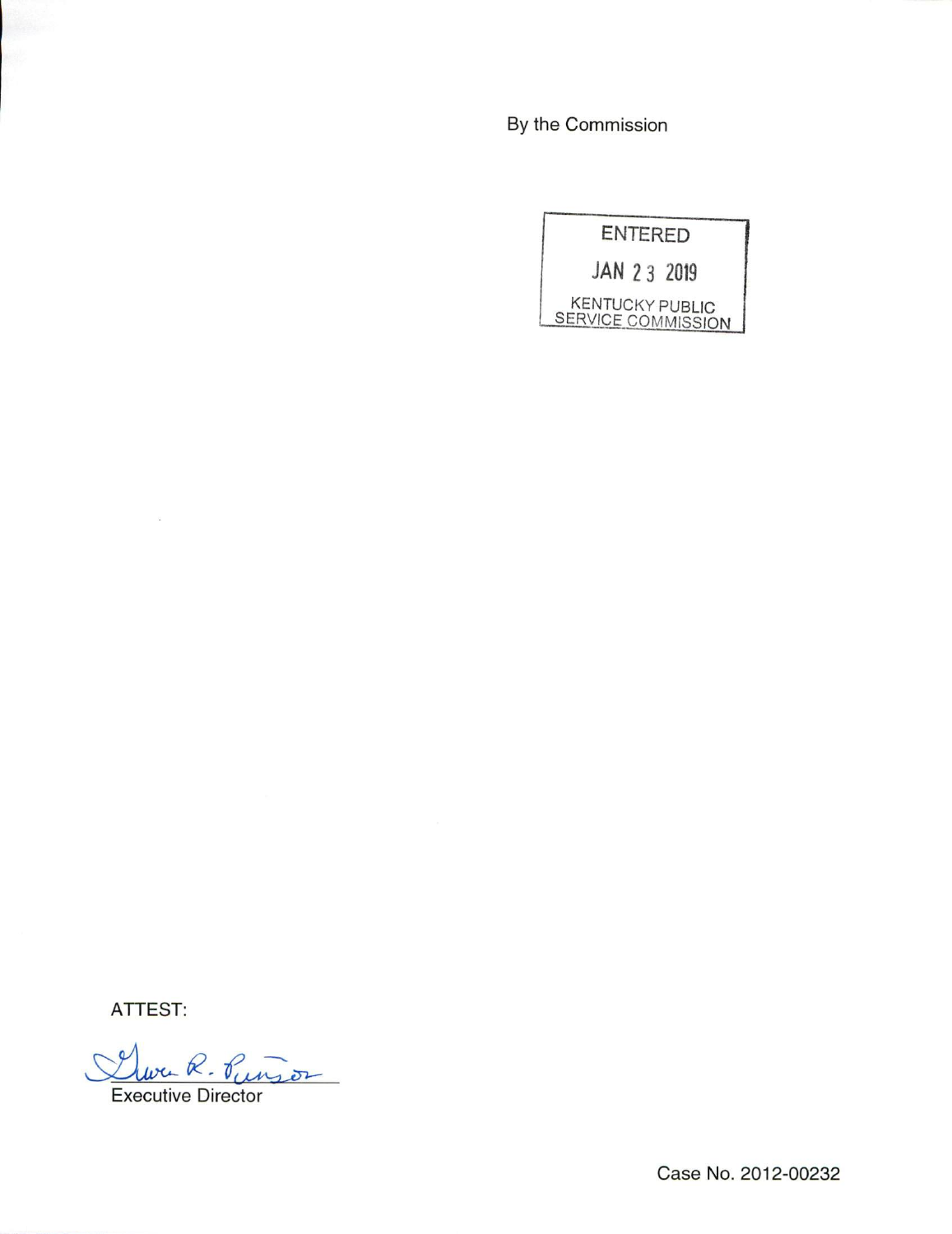By the Commission

ENTERED

JAN 23 2019

KENTUCKY PUBLIC
SERVICE COMMISSION

ATTEST:

Gwen R. Pinson

Executive Director

Case No. 2012-00232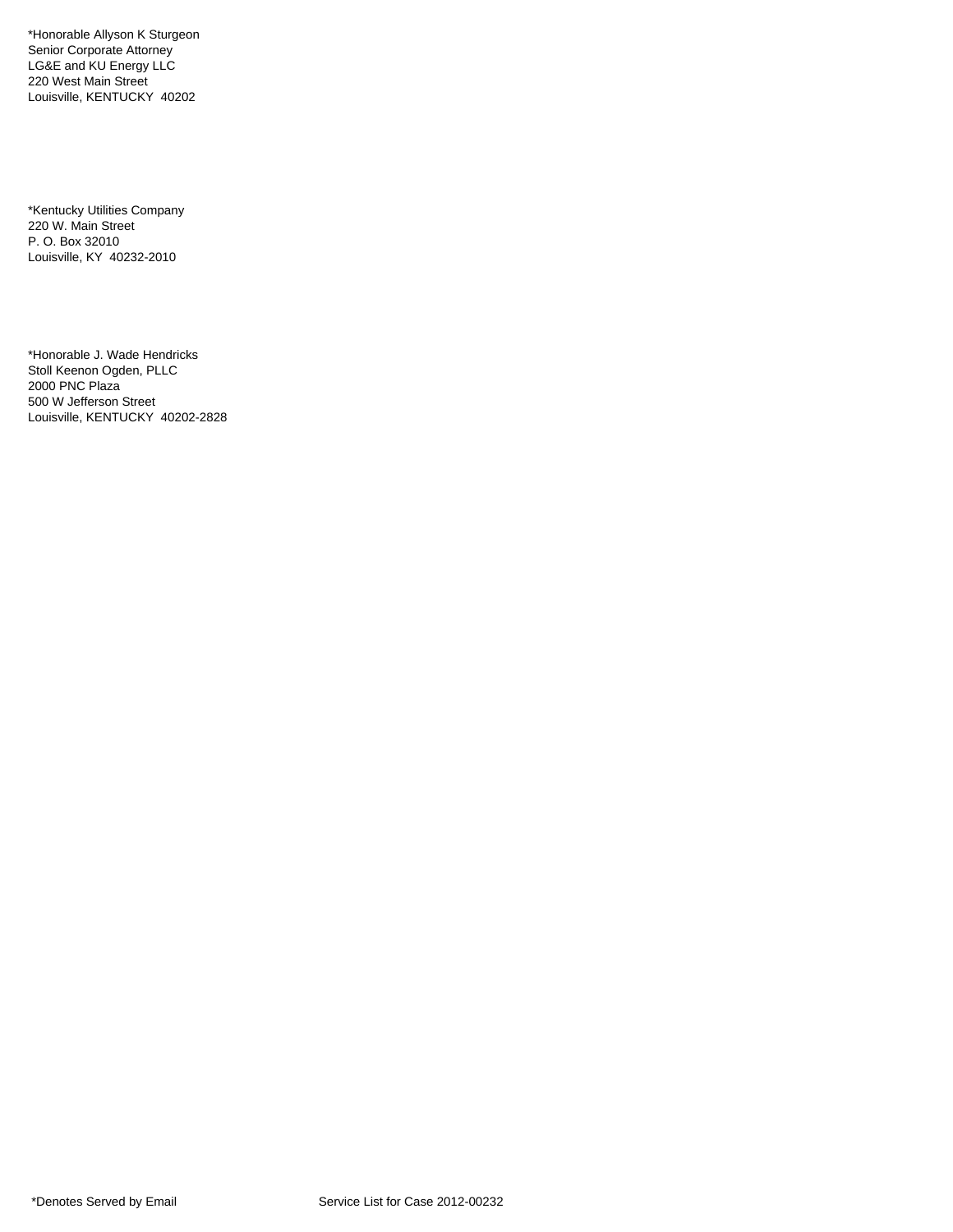*Honorable Allyson K Sturgeon
Senior Corporate Attorney
LG&E and KU Energy LLC
220 West Main Street
Louisville, KENTUCKY 40202

*Kentucky Utilities Company
220 W. Main Street
P. O. Box 32010
Louisville, KY 40232-2010

*Honorable J. Wade Hendricks
Stoll Keenon Ogden, PLLC
2000 PNC Plaza
500 W Jefferson Street
Louisville, KENTUCKY 40202-2828

*Denotes Served by Email

Service List for Case 2012-00232